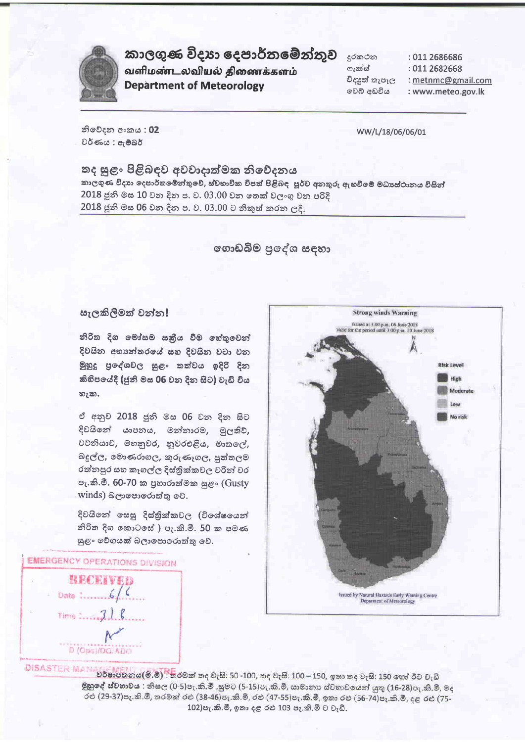# කාලගුණ විද්‍යා දෙපාර්තමේන්තුව
## வளிமண்டலவியல் திணைக்களம்
## Department of Meteorology

දුරකථන : 011 2686686
ෆැක්ස් : 011 2682668
විද්‍යුත් තැපැල : metnmc@gmail.com
වෙබ් අඩවිය : www.meteo.gov.lk

නිවේදන අංකය : **02**
වර්ණය : ඇම්බර්

WW/L/18/06/06/01

## තද සුළං පිළිබඳව අවවාදාත්මක නිවේදනය

කාලගුණ විද්‍යා දෙපාර්තමේන්තුවේ, ස්වභාවික විපත් පිළිබඳ පූර්ව අනතුරු ඇඟවීමේ මධ්‍යස්ථානය විසින්
2018 ජූනි මස 10 වන දින ප. ව. 03.00 වන තෙක් වලංගු වන පරිදි
2018 ජූනි මස 06 වන දින ප. ව. 03.00 ට නිකුත් කරන ලදී.

### ගොඩබිම ප්‍රදේශ සඳහා

**සැලකිලිමත් වන්න!**

**නිරිත දිග මෝසම සක්‍රිය වීම හේතුවෙන් දිවයින අභ්‍යන්තරයේ සහ දිවයින වටා වන මුහුදු ප්‍රදේශවල සුළං තත්වය ඉදිරි දින කිහිපයේදී (ජූනි මස 06 වන දින සිට) වැඩි විය හැක.**

ඒ අනුව 2018 ජූනි මස 06 වන දින සිට දිවයිනේ යාපනය, මන්නාරම, මුලතිව්, වව්නියාව, මහනුවර, නුවරඑළිය, මාතලේ, බදුල්ල, මොණරාගල, කුරුණෑගල, පුත්තලම රත්නපුර සහ කෑගල්ල දිස්ත්‍රික්කවල වරින් වර පැ.කි.මී. 60-70 ක ප්‍රභාරාත්මක සුළං (Gusty winds) බලාපොරොත්තු වේ.

දිවයිනේ සෙසු දිස්ත්‍රික්කවල (විශේෂයෙන් නිරිත දිග කොටසේ ) පැ.කි.මී. 50 ක පමණ සුළං වේගයක් බලාපොරොත්තු වේ.

**Strong winds Warning**

Issued at 3.00 p.m. 06 June 2018
Valid for the period until 3.00 p.m. 10 June 2018

Risk Level: High, Moderate, Low, No risk

Issued by Natural Hazards Early Warning Centre
Department of Meteorology

EMERGENCY OPERATIONS DIVISION
RECEIVED
Date : 6/6
Time : 3.18
D (Ops)/DG/ADO
DISASTER MANAGEMENT CENTRE

**වර්ෂාපතනය(මි.මී)** : තරමක් තද වැසි: 50 -100, තද වැසි: 100 – 150, ඉතා තද වැසි: 150 හෝ ඊට වැඩි
**මුහුදේ ස්වභාවය** : නිසල (0-5)පැ.කි.මී ,සුමට (5-15)පැ.කි.මී, සාමාන්‍ය ස්වභාවයෙන් යුතු (16-28)පැ.කි.මී, රළු (29-37)පැ.කි.මී, තරමක් රළු (38-46)පැ.කි.මී, රළු (47-55)පැ.කි.මී, ඉතා රළු (56-74)පැ.කි.මී, දළ රළු (75-102)පැ.කි.මී, ඉතා දළ රළු 103 පැ.කි.මී ට වැඩි.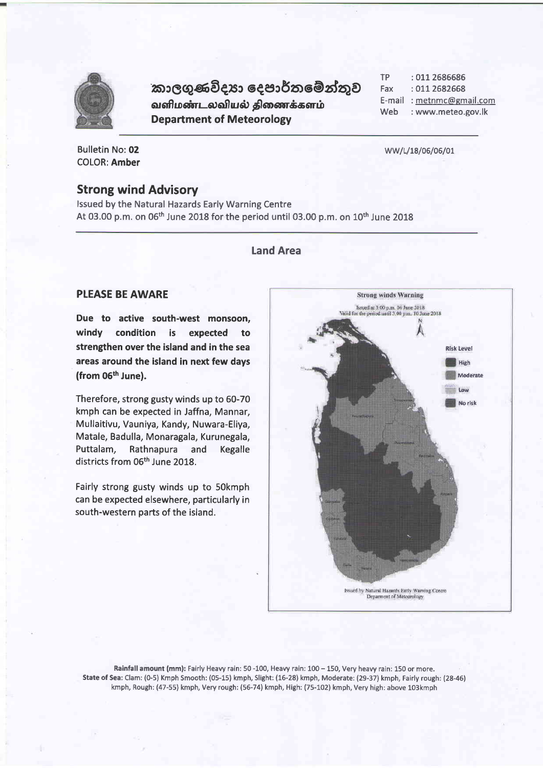කාලගුණවිද්‍යා දෙපාර්තමේන්තුව
வளிமண்டலவியல் திணைக்களம்
**Department of Meteorology**

TP : 011 2686686
Fax : 011 2682668
E-mail : metnmc@gmail.com
Web : www.meteo.gov.lk

Bulletin No: **02**
COLOR: **Amber**

WW/L/18/06/06/01

## Strong wind Advisory

Issued by the Natural Hazards Early Warning Centre
At 03.00 p.m. on 06th June 2018 for the period until 03.00 p.m. on 10th June 2018

### Land Area

### PLEASE BE AWARE

**Due to active south-west monsoon, windy condition is expected to strengthen over the island and in the sea areas around the island in next few days (from 06th June).**

Therefore, strong gusty winds up to 60-70 kmph can be expected in Jaffna, Mannar, Mullaitivu, Vauniya, Kandy, Nuwara-Eliya, Matale, Badulla, Monaragala, Kurunegala, Puttalam, Rathnapura and Kegalle districts from 06th June 2018.

Fairly strong gusty winds up to 50kmph can be expected elsewhere, particularly in south-western parts of the island.

**Strong winds Warning**

Issued at 3:00 p.m. 06 June 2018
Valid for the period until 3:00 p.m. 10 June 2018

Risk Level: High, Moderate, Low, No risk

Issued by Natural Hazards Early Warning Centre
Department of Meteorology

**Rainfall amount (mm):** Fairly Heavy rain: 50 -100, Heavy rain: 100 – 150, Very heavy rain: 150 or more.
**State of Sea:** Clam: (0-5) Kmph Smooth: (05-15) kmph, Slight: (16-28) kmph, Moderate: (29-37) kmph, Fairly rough: (28-46) kmph, Rough: (47-55) kmph, Very rough: (56-74) kmph, High: (75-102) kmph, Very high: above 103kmph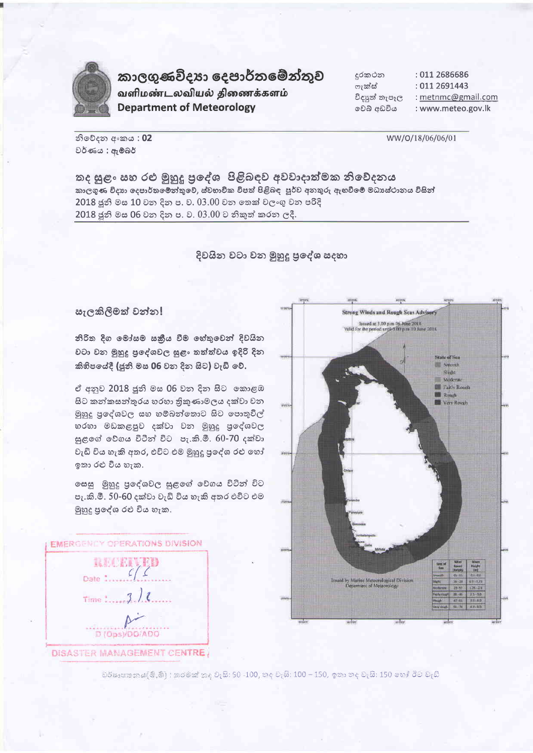# කාලගුණවිද්‍යා දෙපාර්තමේන්තුව
## வளிமண்டலவியல் திணைக்களம்
## Department of Meteorology

දුරකථන : 011 2686686
ෆැක්ස් : 011 2691443
විද්‍යුත් තැපැල : metnmc@gmail.com
වෙබ් අඩවිය : www.meteo.gov.lk

නිවේදන අංකය : **02**
වර්ණය : ඇම්බර්

WW/O/18/06/06/01

## තද සුළං සහ රළු මුහුදු ප්‍රදේශ පිළිබඳව අවවාදාත්මක නිවේදනය

කාලගුණ විද්‍යා දෙපාර්තමේන්තුවේ, ස්වභාවික විපත් පිළිබඳ පූර්ව අනතුරු ඇඟවීමේ මධ්‍යස්ථානය විසින්
2018 ජූනි මස 10 වන දින ප. ව. 03.00 වන තෙක් වලංගු වන පරිදි
2018 ජූනි මස 06 වන දින ප. ව. 03.00 ට නිකුත් කරන ලදී.

### දිවයින වටා වන මුහුදු ප්‍රදේශ සඳහා

**සැලකිලිමත් වන්න!**

**නිරිත දිග මෝසම සක්‍රීය වීම හේතුවෙන් දිවයින වටා වන මුහුදු ප්‍රදේශවල සුළං තත්ත්වය ඉදිරි දින කිහිපයේදී (ජූනි මස 06 වන දින සිට) වැඩි වේ.**

ඒ අනුව 2018 ජූනි මස 06 වන දින සිට කොළඹ සිට කන්කසන්තුරය හරහා ත්‍රිකුණාමලය දක්වා වන මුහුදු ප්‍රදේශවල සහ හම්බන්තොට සිට පොතුවිල් හරහා මඩකළපුව දක්වා වන මුහුදු ප්‍රදේශවල සුළඟේ වේගය විටින් විට පැ.කි.මී. 60-70 දක්වා වැඩි විය හැකි අතර, එවිට එම මුහුදු ප්‍රදේශ රළු හෝ ඉතා රළු විය හැක.

සෙසු මුහුදු ප්‍රදේශවල සුළඟේ වේගය විටින් විට පැ.කි.මී. 50-60 දක්වා වැඩි විය හැකි අතර එවිට එම මුහුදු ප්‍රදේශ රළු විය හැක.

**Strong Winds and Rough Seas Advisory**
Issued at 3.00 p.m 06 June 2018
Valid for the period until 3.00 p.m 10 June 2018

State of Sea: Smooth, Slight, Moderate, Fairly Rough, Rough, Very Rough

Issued by Marine Meteorological Division, Department of Meteorology

EMERGENCY OPERATIONS DIVISION
RECEIVED
Date : 6/6
Time : 3.16
D (Ops)/DD/ADD
DISASTER MANAGEMENT CENTRE

වර්ෂාපතනය(මි.මී) : තරමක් තද වැසි: 50 -100, තද වැසි: 100 – 150, ඉතා තද වැසි: 150 හෝ ඊට වැඩි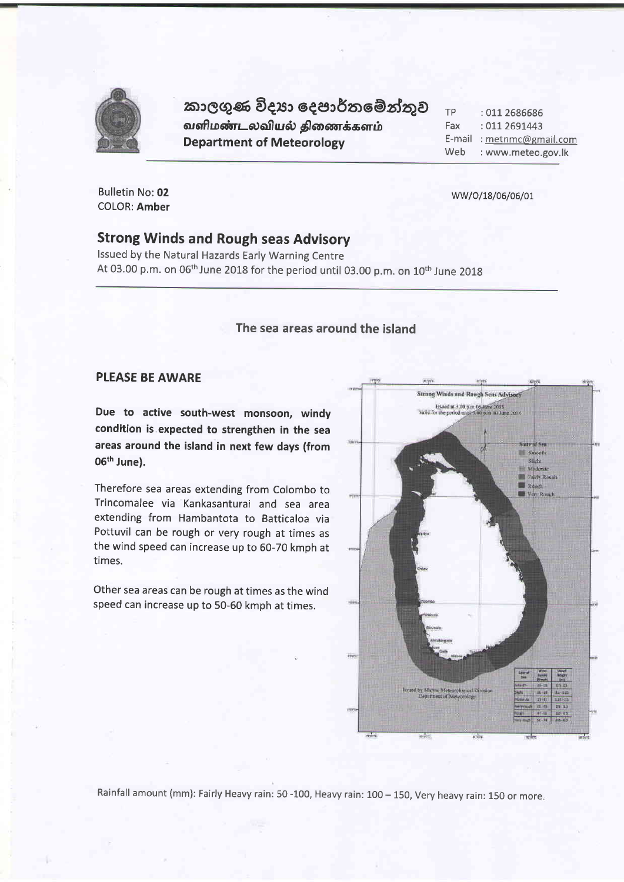කාලගුණ විද්‍යා දෙපාර්තමේන්තුව
வளிமண்டலவியல் திணைக்களம்
**Department of Meteorology**

TP : 011 2686686
Fax : 011 2691443
E-mail : metnmc@gmail.com
Web : www.meteo.gov.lk

Bulletin No: **02**
COLOR: **Amber**

WW/O/18/06/06/01

## Strong Winds and Rough seas Advisory

Issued by the Natural Hazards Early Warning Centre
At 03.00 p.m. on 06th June 2018 for the period until 03.00 p.m. on 10th June 2018

### The sea areas around the island

### PLEASE BE AWARE

**Due to active south-west monsoon, windy condition is expected to strengthen in the sea areas around the island in next few days (from 06th June).**

Therefore sea areas extending from Colombo to Trincomalee via Kankasanturai and sea area extending from Hambantota to Batticaloa via Pottuvil can be rough or very rough at times as the wind speed can increase up to 60-70 kmph at times.

Other sea areas can be rough at times as the wind speed can increase up to 50-60 kmph at times.

Strong Winds and Rough Seas Advisory
Issued at 3.00 p.m 06 June 2018
Valid for the period until 3.00 p.m 10 June 2018

State of Sea
Smooth
Slight
Moderate
Fairly Rough
Rough
Very Rough

Issued by Marine Meteorological Division
Department of Meteorology

Rainfall amount (mm): Fairly Heavy rain: 50 -100, Heavy rain: 100 – 150, Very heavy rain: 150 or more.